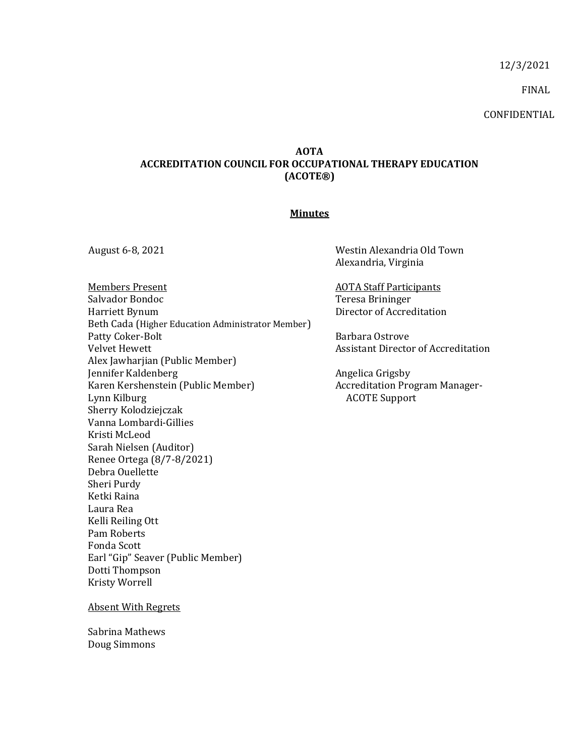12/3/2021

FINAL

CONFIDENTIAL

**AOTA**
**ACCREDITATION COUNCIL FOR OCCUPATIONAL THERAPY EDUCATION**
**(ACOTE®)**

**Minutes**

August 6-8, 2021

Westin Alexandria Old Town
Alexandria, Virginia

Members Present
Salvador Bondoc
Harriett Bynum
Beth Cada (Higher Education Administrator Member)
Patty Coker-Bolt
Velvet Hewett
Alex Jawharjian (Public Member)
Jennifer Kaldenberg
Karen Kershenstein (Public Member)
Lynn Kilburg
Sherry Kolodziejczak
Vanna Lombardi-Gillies
Kristi McLeod
Sarah Nielsen (Auditor)
Renee Ortega (8/7-8/2021)
Debra Ouellette
Sheri Purdy
Ketki Raina
Laura Rea
Kelli Reiling Ott
Pam Roberts
Fonda Scott
Earl "Gip" Seaver (Public Member)
Dotti Thompson
Kristy Worrell

AOTA Staff Participants
Teresa Brininger
Director of Accreditation

Barbara Ostrove
Assistant Director of Accreditation

Angelica Grigsby
Accreditation Program Manager-
ACOTE Support

Absent With Regrets

Sabrina Mathews
Doug Simmons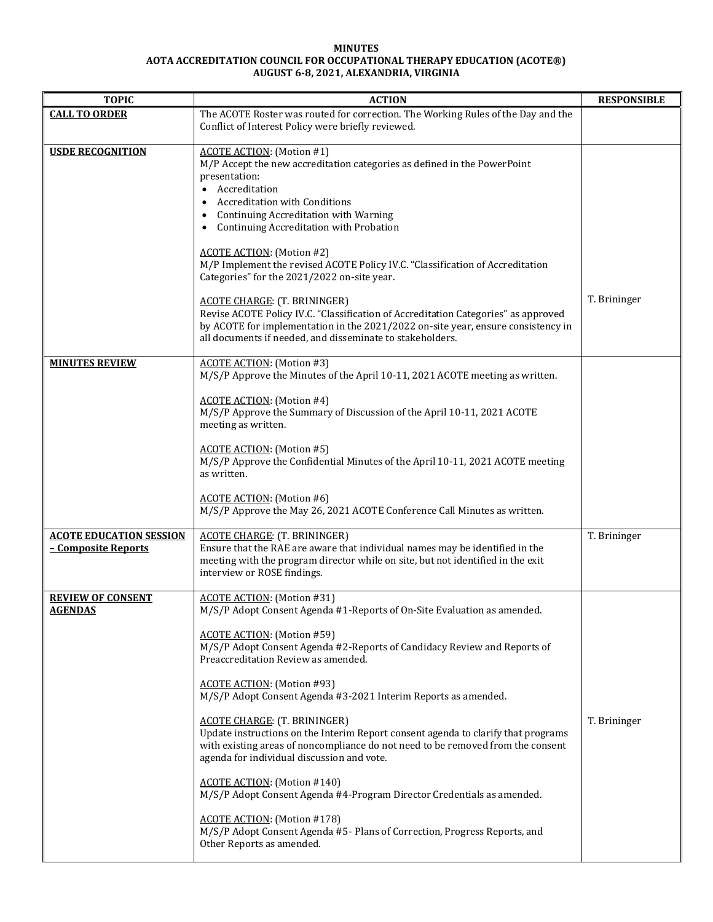**MINUTES**
**AOTA ACCREDITATION COUNCIL FOR OCCUPATIONAL THERAPY EDUCATION (ACOTE®)**
**AUGUST 6-8, 2021, ALEXANDRIA, VIRGINIA**

| TOPIC | ACTION | RESPONSIBLE |
|---|---|---|
| **CALL TO ORDER** | The ACOTE Roster was routed for correction. The Working Rules of the Day and the Conflict of Interest Policy were briefly reviewed. | |
| **USDE RECOGNITION** | ACOTE ACTION: (Motion #1)<br>M/P Accept the new accreditation categories as defined in the PowerPoint presentation:<br>• Accreditation<br>• Accreditation with Conditions<br>• Continuing Accreditation with Warning<br>• Continuing Accreditation with Probation<br><br>ACOTE ACTION: (Motion #2)<br>M/P Implement the revised ACOTE Policy IV.C. "Classification of Accreditation Categories" for the 2021/2022 on-site year.<br><br>ACOTE CHARGE: (T. BRININGER)<br>Revise ACOTE Policy IV.C. "Classification of Accreditation Categories" as approved by ACOTE for implementation in the 2021/2022 on-site year, ensure consistency in all documents if needed, and disseminate to stakeholders. | T. Brininger |
| **MINUTES REVIEW** | ACOTE ACTION: (Motion #3)<br>M/S/P Approve the Minutes of the April 10-11, 2021 ACOTE meeting as written.<br><br>ACOTE ACTION: (Motion #4)<br>M/S/P Approve the Summary of Discussion of the April 10-11, 2021 ACOTE meeting as written.<br><br>ACOTE ACTION: (Motion #5)<br>M/S/P Approve the Confidential Minutes of the April 10-11, 2021 ACOTE meeting as written.<br><br>ACOTE ACTION: (Motion #6)<br>M/S/P Approve the May 26, 2021 ACOTE Conference Call Minutes as written. | |
| **ACOTE EDUCATION SESSION – Composite Reports** | ACOTE CHARGE: (T. BRININGER)<br>Ensure that the RAE are aware that individual names may be identified in the meeting with the program director while on site, but not identified in the exit interview or ROSE findings. | T. Brininger |
| **REVIEW OF CONSENT AGENDAS** | ACOTE ACTION: (Motion #31)<br>M/S/P Adopt Consent Agenda #1-Reports of On-Site Evaluation as amended.<br><br>ACOTE ACTION: (Motion #59)<br>M/S/P Adopt Consent Agenda #2-Reports of Candidacy Review and Reports of Preaccreditation Review as amended.<br><br>ACOTE ACTION: (Motion #93)<br>M/S/P Adopt Consent Agenda #3-2021 Interim Reports as amended.<br><br>ACOTE CHARGE: (T. BRININGER)<br>Update instructions on the Interim Report consent agenda to clarify that programs with existing areas of noncompliance do not need to be removed from the consent agenda for individual discussion and vote.<br><br>ACOTE ACTION: (Motion #140)<br>M/S/P Adopt Consent Agenda #4-Program Director Credentials as amended.<br><br>ACOTE ACTION: (Motion #178)<br>M/S/P Adopt Consent Agenda #5- Plans of Correction, Progress Reports, and Other Reports as amended. | T. Brininger |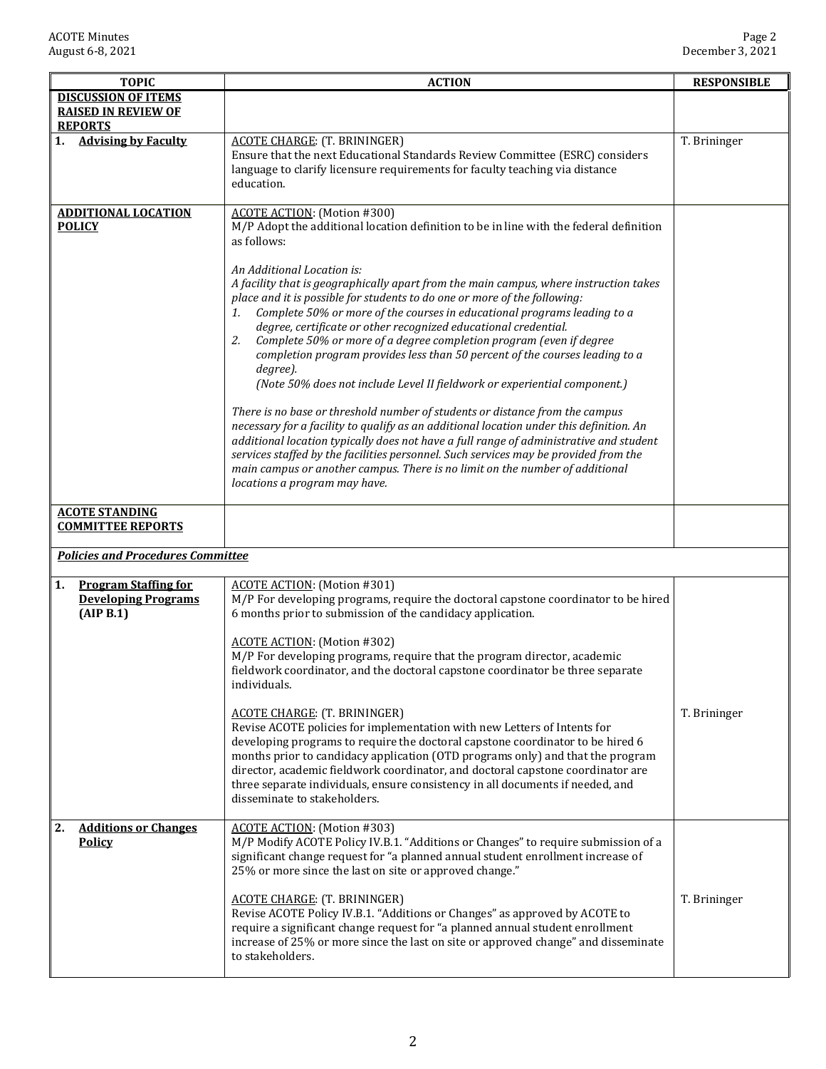| TOPIC | ACTION | RESPONSIBLE |
|---|---|---|
| **DISCUSSION OF ITEMS RAISED IN REVIEW OF REPORTS** | | |
| **1. Advising by Faculty** | ACOTE CHARGE: (T. BRININGER)<br>Ensure that the next Educational Standards Review Committee (ESRC) considers language to clarify licensure requirements for faculty teaching via distance education. | T. Brininger |
| **ADDITIONAL LOCATION POLICY** | ACOTE ACTION: (Motion #300)<br>M/P Adopt the additional location definition to be in line with the federal definition as follows:<br><br>*An Additional Location is:*<br>*A facility that is geographically apart from the main campus, where instruction takes place and it is possible for students to do one or more of the following:*<br>*1. Complete 50% or more of the courses in educational programs leading to a degree, certificate or other recognized educational credential.*<br>*2. Complete 50% or more of a degree completion program (even if degree completion program provides less than 50 percent of the courses leading to a degree).*<br>*(Note 50% does not include Level II fieldwork or experiential component.)*<br><br>*There is no base or threshold number of students or distance from the campus necessary for a facility to qualify as an additional location under this definition. An additional location typically does not have a full range of administrative and student services staffed by the facilities personnel. Such services may be provided from the main campus or another campus. There is no limit on the number of additional locations a program may have.* | |
| **ACOTE STANDING COMMITTEE REPORTS** | | |
| ***Policies and Procedures Committee*** | | |
| **1. Program Staffing for Developing Programs (AIP B.1)** | ACOTE ACTION: (Motion #301)<br>M/P For developing programs, require the doctoral capstone coordinator to be hired 6 months prior to submission of the candidacy application.<br><br>ACOTE ACTION: (Motion #302)<br>M/P For developing programs, require that the program director, academic fieldwork coordinator, and the doctoral capstone coordinator be three separate individuals.<br><br>ACOTE CHARGE: (T. BRININGER)<br>Revise ACOTE policies for implementation with new Letters of Intents for developing programs to require the doctoral capstone coordinator to be hired 6 months prior to candidacy application (OTD programs only) and that the program director, academic fieldwork coordinator, and doctoral capstone coordinator are three separate individuals, ensure consistency in all documents if needed, and disseminate to stakeholders. | T. Brininger |
| **2. Additions or Changes Policy** | ACOTE ACTION: (Motion #303)<br>M/P Modify ACOTE Policy IV.B.1. "Additions or Changes" to require submission of a significant change request for "a planned annual student enrollment increase of 25% or more since the last on site or approved change."<br><br>ACOTE CHARGE: (T. BRININGER)<br>Revise ACOTE Policy IV.B.1. "Additions or Changes" as approved by ACOTE to require a significant change request for "a planned annual student enrollment increase of 25% or more since the last on site or approved change" and disseminate to stakeholders. | T. Brininger |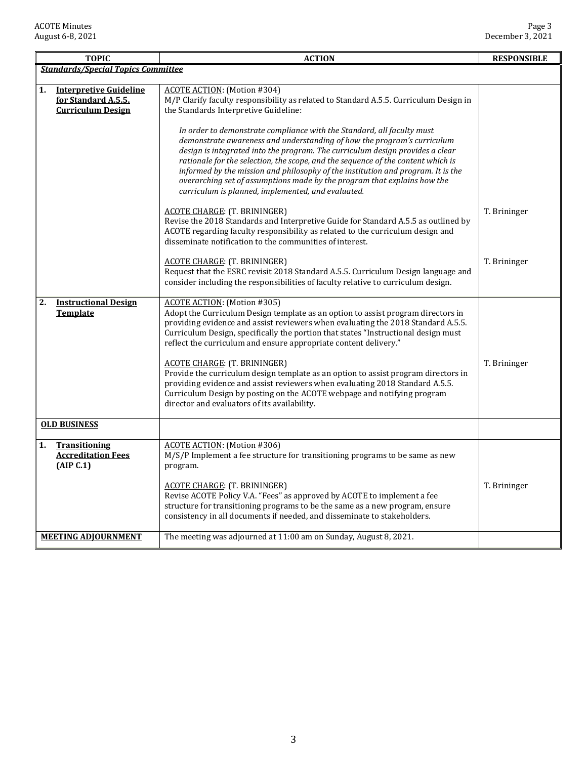| TOPIC | ACTION | RESPONSIBLE |
|---|---|---|
| ***Standards/Special Topics Committee*** | | |
| **1. Interpretive Guideline for Standard A.5.5. Curriculum Design** | ACOTE ACTION: (Motion #304)<br>M/P Clarify faculty responsibility as related to Standard A.5.5. Curriculum Design in the Standards Interpretive Guideline:<br><br>*In order to demonstrate compliance with the Standard, all faculty must demonstrate awareness and understanding of how the program's curriculum design is integrated into the program. The curriculum design provides a clear rationale for the selection, the scope, and the sequence of the content which is informed by the mission and philosophy of the institution and program. It is the overarching set of assumptions made by the program that explains how the curriculum is planned, implemented, and evaluated.* | |
| | ACOTE CHARGE: (T. BRININGER)<br>Revise the 2018 Standards and Interpretive Guide for Standard A.5.5 as outlined by ACOTE regarding faculty responsibility as related to the curriculum design and disseminate notification to the communities of interest. | T. Brininger |
| | ACOTE CHARGE: (T. BRININGER)<br>Request that the ESRC revisit 2018 Standard A.5.5. Curriculum Design language and consider including the responsibilities of faculty relative to curriculum design. | T. Brininger |
| **2. Instructional Design Template** | ACOTE ACTION: (Motion #305)<br>Adopt the Curriculum Design template as an option to assist program directors in providing evidence and assist reviewers when evaluating the 2018 Standard A.5.5. Curriculum Design, specifically the portion that states "Instructional design must reflect the curriculum and ensure appropriate content delivery." | |
| | ACOTE CHARGE: (T. BRININGER)<br>Provide the curriculum design template as an option to assist program directors in providing evidence and assist reviewers when evaluating 2018 Standard A.5.5. Curriculum Design by posting on the ACOTE webpage and notifying program director and evaluators of its availability. | T. Brininger |
| **OLD BUSINESS** | | |
| **1. Transitioning Accreditation Fees (AIP C.1)** | ACOTE ACTION: (Motion #306)<br>M/S/P Implement a fee structure for transitioning programs to be same as new program. | |
| | ACOTE CHARGE: (T. BRININGER)<br>Revise ACOTE Policy V.A. "Fees" as approved by ACOTE to implement a fee structure for transitioning programs to be the same as a new program, ensure consistency in all documents if needed, and disseminate to stakeholders. | T. Brininger |
| **MEETING ADJOURNMENT** | The meeting was adjourned at 11:00 am on Sunday, August 8, 2021. | |